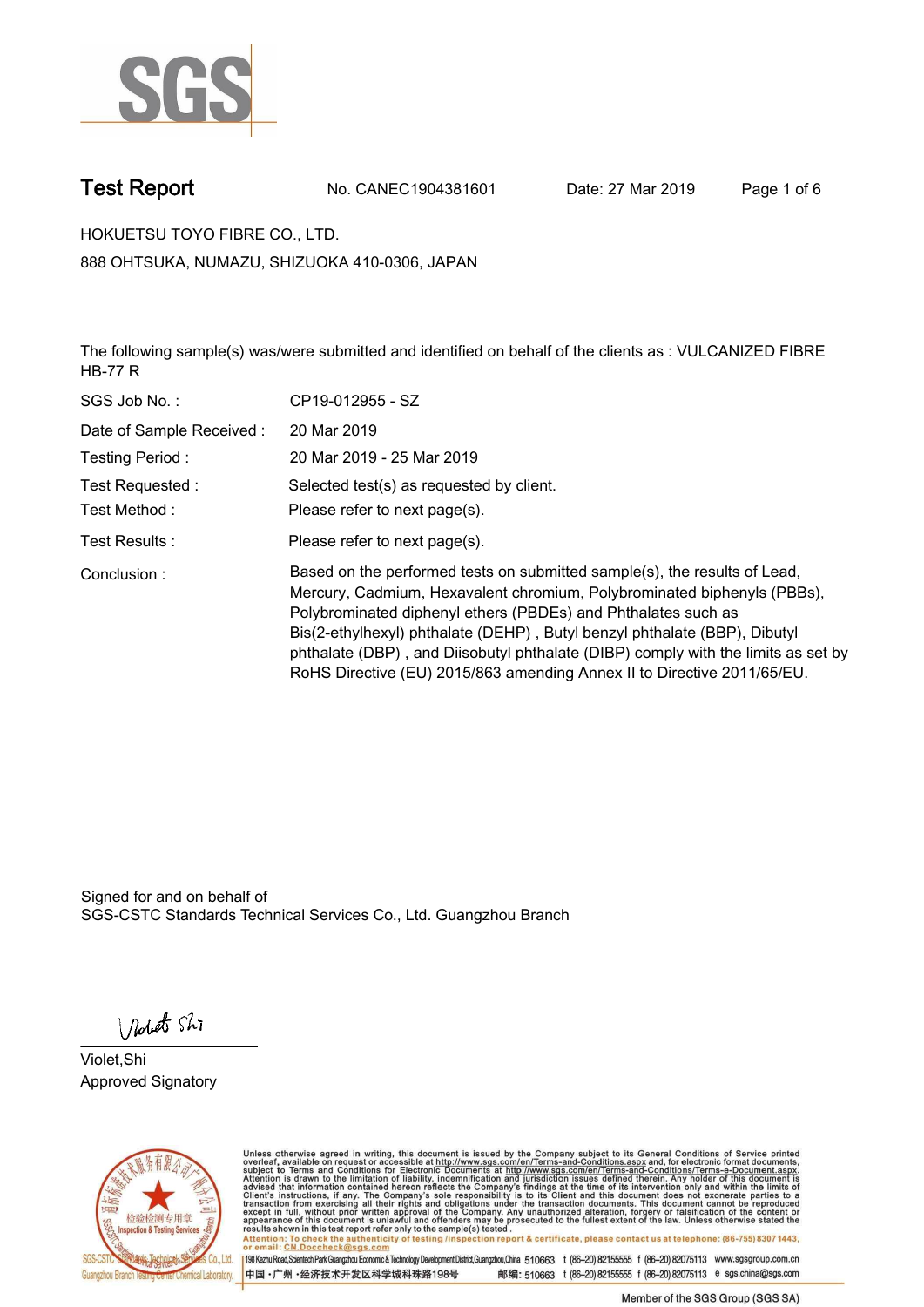# Test Report

No. CANEC1904381601 Date: 27 Mar 2019

HOKUETSU TOYO FIBRE CO., LTD.

888 OHTSUKA, NUMAZU, SHIZUOKA 410-0306, JAPAN

The following sample(s) was/were submitted and identified on behalf of the clients as : VULCANIZED FIBRE HB-77 R

| | |
|---|---|
| SGS Job No. : | CP19-012955 - SZ |
| Date of Sample Received : | 20 Mar 2019 |
| Testing Period : | 20 Mar 2019 - 25 Mar 2019 |
| Test Requested : | Selected test(s) as requested by client. |
| Test Method : | Please refer to next page(s). |
| Test Results : | Please refer to next page(s). |
| Conclusion : | Based on the performed tests on submitted sample(s), the results of Lead, Mercury, Cadmium, Hexavalent chromium, Polybrominated biphenyls (PBBs), Polybrominated diphenyl ethers (PBDEs) and Phthalates such as Bis(2-ethylhexyl) phthalate (DEHP) , Butyl benzyl phthalate (BBP), Dibutyl phthalate (DBP) , and Diisobutyl phthalate (DIBP) comply with the limits as set by RoHS Directive (EU) 2015/863 amending Annex II to Directive 2011/65/EU. |

Signed for and on behalf of
SGS-CSTC Standards Technical Services Co., Ltd. Guangzhou Branch

Violet,Shi
Approved Signatory

Unless otherwise agreed in writing, this document is issued by the Company subject to its General Conditions of Service printed overleaf, available on request or accessible at http://www.sgs.com/en/Terms-and-Conditions.aspx and, for electronic format documents, subject to Terms and Conditions for Electronic Documents at http://www.sgs.com/en/Terms-and-Conditions/Terms-e-Document.aspx. Attention is drawn to the limitation of liability, indemnification and jurisdiction issues defined therein. Any holder of this document is advised that information contained hereon reflects the Company's findings at the time of its intervention only and within the limits of Client's instructions, if any. The Company's sole responsibility is to its Client and this document does not exonerate parties to a transaction from exercising all their rights and obligations under the transaction documents. This document cannot be reproduced except in full, without prior written approval of the Company. Any unauthorized alteration, forgery or falsification of the content or appearance of this document is unlawful and offenders may be prosecuted to the fullest extent of the law. Unless otherwise stated the results shown in this test report refer only to the sample(s) tested .

Attention: To check the authenticity of testing /inspection report & certificate, please contact us at telephone: (86-755) 8307 1443, or email: CN.Doccheck@sgs.com

198 Kezhu Road,Scientech Park Guangzhou Economic & Technology Development District,Guangzhou,China 510663 t (86-20) 82155555 f (86-20) 82075113 www.sgsgroup.com.cn

中国 ·广州 ·经济技术开发区科学城科珠路198号 邮编: 510663 t (86-20) 82155555 f (86-20) 82075113 e sgs.china@sgs.com

Member of the SGS Group (SGS SA)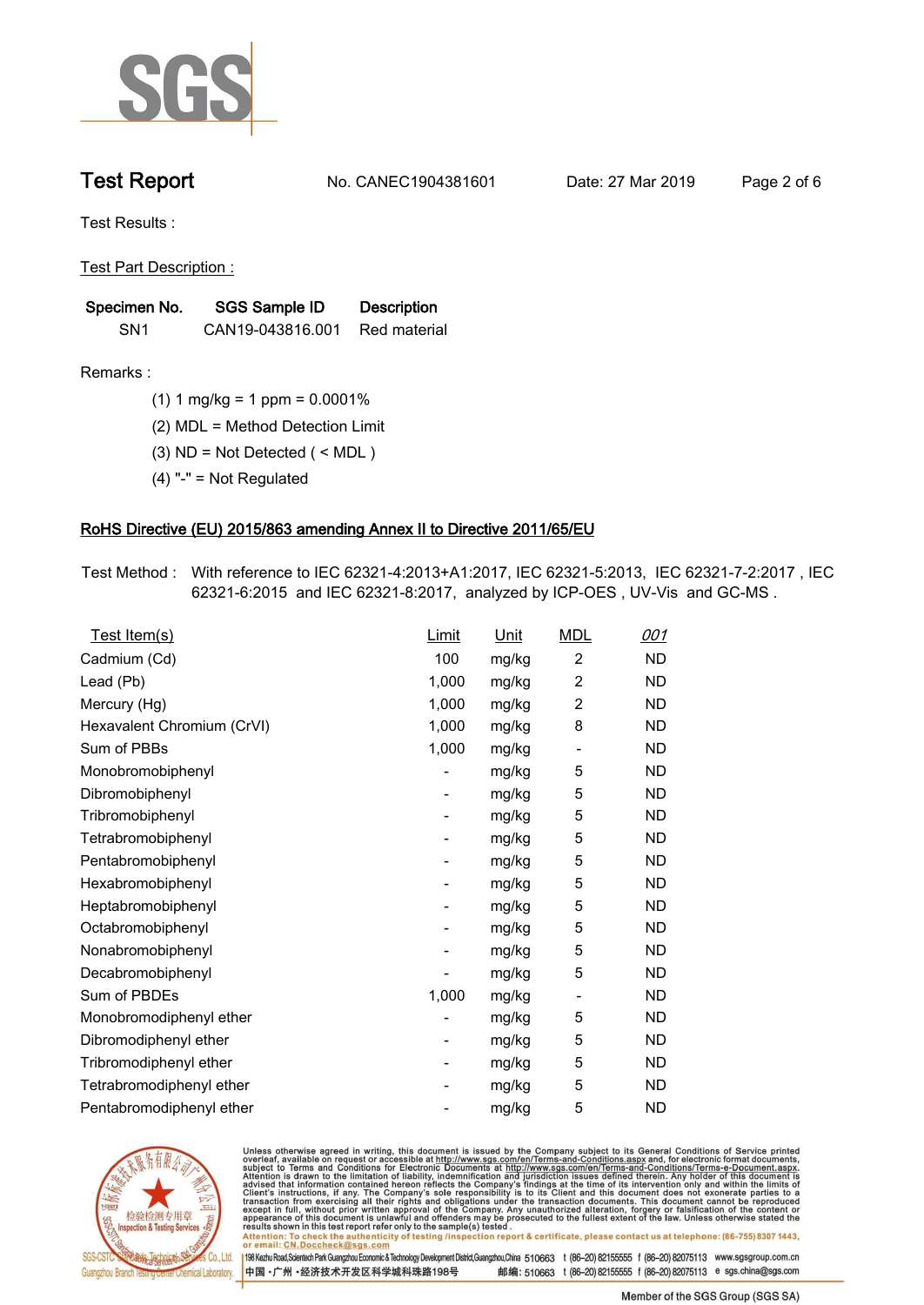# Test Report

No. CANEC1904381601 Date: 27 Mar 2019

Test Results :

Test Part Description :

| Specimen No. | SGS Sample ID | Description |
|---|---|---|
| SN1 | CAN19-043816.001 | Red material |

Remarks :

(1) 1 mg/kg = 1 ppm = 0.0001%

(2) MDL = Method Detection Limit

(3) ND = Not Detected ( < MDL )

(4) "-" = Not Regulated

## RoHS Directive (EU) 2015/863 amending Annex II to Directive 2011/65/EU

Test Method : With reference to IEC 62321-4:2013+A1:2017, IEC 62321-5:2013, IEC 62321-7-2:2017 , IEC 62321-6:2015 and IEC 62321-8:2017, analyzed by ICP-OES , UV-Vis and GC-MS .

| Test Item(s) | Limit | Unit | MDL | 001 |
|---|---|---|---|---|
| Cadmium (Cd) | 100 | mg/kg | 2 | ND |
| Lead (Pb) | 1,000 | mg/kg | 2 | ND |
| Mercury (Hg) | 1,000 | mg/kg | 2 | ND |
| Hexavalent Chromium (CrVI) | 1,000 | mg/kg | 8 | ND |
| Sum of PBBs | 1,000 | mg/kg | - | ND |
| Monobromobiphenyl | - | mg/kg | 5 | ND |
| Dibromobiphenyl | - | mg/kg | 5 | ND |
| Tribromobiphenyl | - | mg/kg | 5 | ND |
| Tetrabromobiphenyl | - | mg/kg | 5 | ND |
| Pentabromobiphenyl | - | mg/kg | 5 | ND |
| Hexabromobiphenyl | - | mg/kg | 5 | ND |
| Heptabromobiphenyl | - | mg/kg | 5 | ND |
| Octabromobiphenyl | - | mg/kg | 5 | ND |
| Nonabromobiphenyl | - | mg/kg | 5 | ND |
| Decabromobiphenyl | - | mg/kg | 5 | ND |
| Sum of PBDEs | 1,000 | mg/kg | - | ND |
| Monobromodiphenyl ether | - | mg/kg | 5 | ND |
| Dibromodiphenyl ether | - | mg/kg | 5 | ND |
| Tribromodiphenyl ether | - | mg/kg | 5 | ND |
| Tetrabromodiphenyl ether | - | mg/kg | 5 | ND |
| Pentabromodiphenyl ether | - | mg/kg | 5 | ND |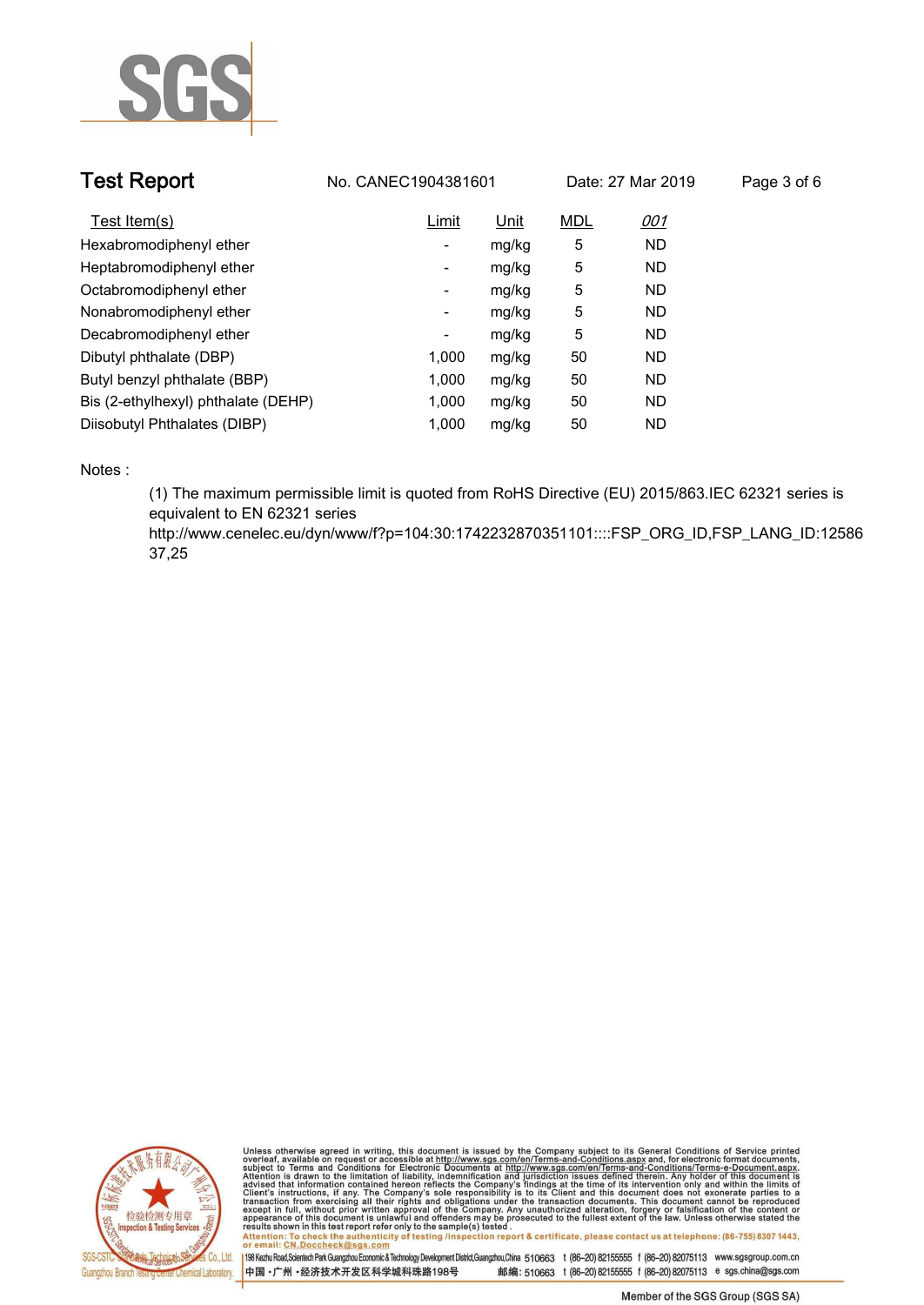**Test Report** No. CANEC1904381601 Date: 27 Mar 2019

| Test Item(s) | Limit | Unit | MDL | 001 |
|---|---|---|---|---|
| Hexabromodiphenyl ether | - | mg/kg | 5 | ND |
| Heptabromodiphenyl ether | - | mg/kg | 5 | ND |
| Octabromodiphenyl ether | - | mg/kg | 5 | ND |
| Nonabromodiphenyl ether | - | mg/kg | 5 | ND |
| Decabromodiphenyl ether | - | mg/kg | 5 | ND |
| Dibutyl phthalate (DBP) | 1,000 | mg/kg | 50 | ND |
| Butyl benzyl phthalate (BBP) | 1,000 | mg/kg | 50 | ND |
| Bis (2-ethylhexyl) phthalate (DEHP) | 1,000 | mg/kg | 50 | ND |
| Diisobutyl Phthalates (DIBP) | 1,000 | mg/kg | 50 | ND |

Notes :

(1) The maximum permissible limit is quoted from RoHS Directive (EU) 2015/863.IEC 62321 series is equivalent to EN 62321 series
http://www.cenelec.eu/dyn/www/f?p=104:30:1742232870351101::::FSP_ORG_ID,FSP_LANG_ID:1258637,25

Unless otherwise agreed in writing, this document is issued by the Company subject to its General Conditions of Service printed overleaf, available on request or accessible at http://www.sgs.com/en/Terms-and-Conditions.aspx and, for electronic format documents, subject to Terms and Conditions for Electronic Documents at http://www.sgs.com/en/Terms-and-Conditions/Terms-e-Document.aspx. Attention is drawn to the limitation of liability, indemnification and jurisdiction issues defined therein. Any holder of this document is advised that information contained hereon reflects the Company's findings at the time of its intervention only and within the limits of Client's instructions, if any. The Company's sole responsibility is to its Client and this document does not exonerate parties to a transaction from exercising all their rights and obligations under the transaction documents. This document cannot be reproduced except in full, without prior written approval of the Company. Any unauthorized alteration, forgery or falsification of the content or appearance of this document is unlawful and offenders may be prosecuted to the fullest extent of the law. Unless otherwise stated the results shown in this test report refer only to the sample(s) tested .
Attention: To check the authenticity of testing /inspection report & certificate, please contact us at telephone: (86-755) 8307 1443, or email: CN.Doccheck@sgs.com

SGS-CSTC Standards Technical Services Co., Ltd. Guangzhou Branch Testing Center Chemical Laboratory.

198 Kezhu Road,Scientech Park Guangzhou Economic & Technology Development District,Guangzhou,China 510663 t (86–20) 82155555 f (86–20) 82075113 www.sgsgroup.com.cn
中国・广州・经济技术开发区科学城科珠路198号 邮编: 510663 t (86–20) 82155555 f (86–20) 82075113 e sgs.china@sgs.com

Member of the SGS Group (SGS SA)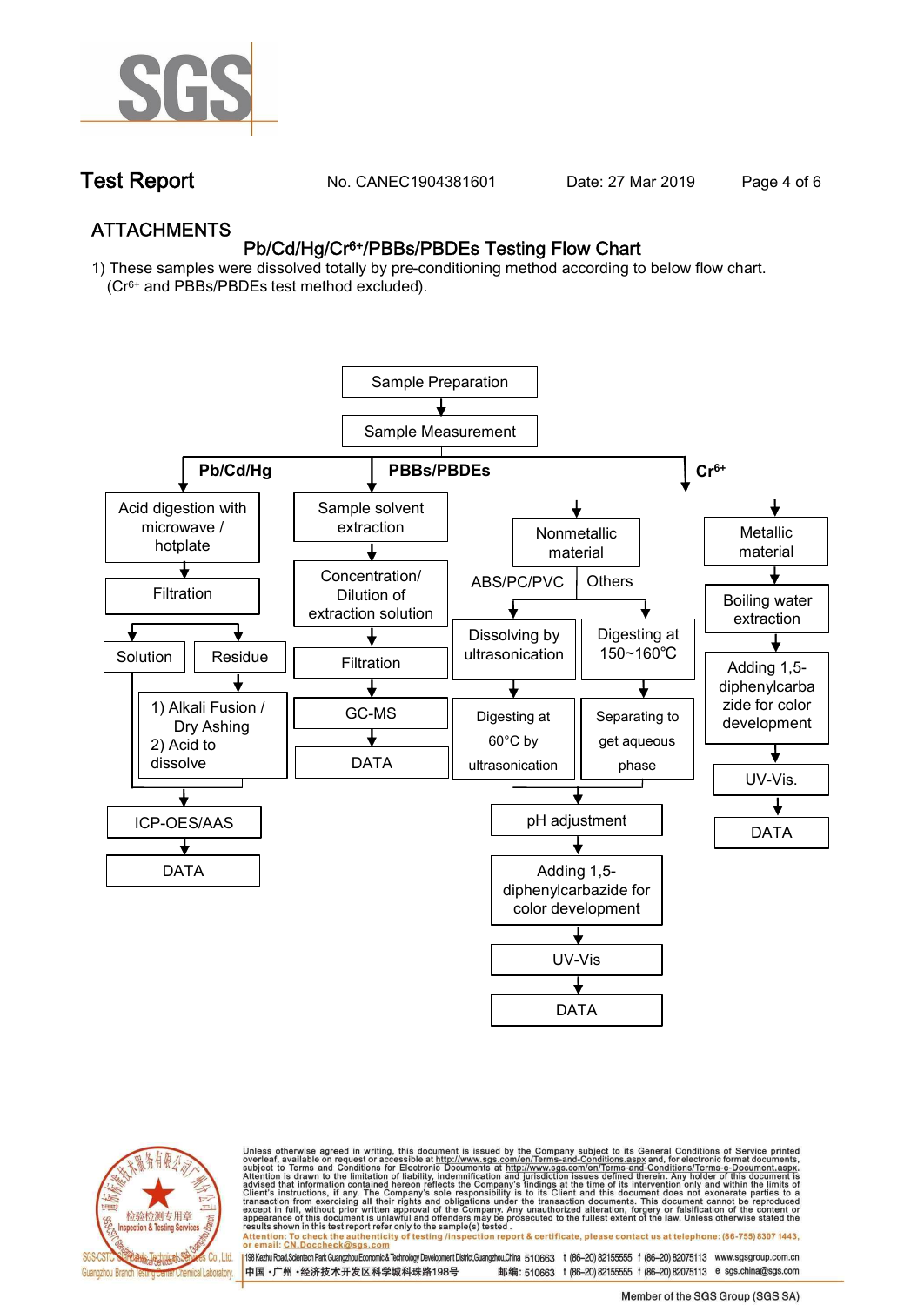## ATTACHMENTS

### Pb/Cd/Hg/$Cr^{6+}$/PBBs/PBDEs Testing Flow Chart

1) These samples were dissolved totally by pre-conditioning method according to below flow chart. ($Cr^{6+}$ and PBBs/PBDEs test method excluded).

Sample Preparation → Sample Measurement

**Pb/Cd/Hg**
- Acid digestion with microwave / hotplate → Filtration → Solution / Residue
  - Residue → 1) Alkali Fusion / Dry Ashing 2) Acid to dissolve
  - Solution and dissolved residue → ICP-OES/AAS → DATA

**PBBs/PBDEs**
- Sample solvent extraction → Concentration/ Dilution of extraction solution → Filtration → GC-MS → DATA

**$Cr^{6+}$**
- Nonmetallic material
  - ABS/PC/PVC → Dissolving by ultrasonication → Digesting at 60°C by ultrasonication
  - Others → Digesting at 150~160℃ → Separating to get aqueous phase
  - → pH adjustment → Adding 1,5-diphenylcarbazide for color development → UV-Vis → DATA
- Metallic material → Boiling water extraction → Adding 1,5-diphenylcarbazide for color development → UV-Vis. → DATA

Unless otherwise agreed in writing, this document is issued by the Company subject to its General Conditions of Service printed overleaf, available on request or accessible at http://www.sgs.com/en/Terms-and-Conditions.aspx and, for electronic format documents, subject to Terms and Conditions for Electronic Documents at http://www.sgs.com/en/Terms-and-Conditions/Terms-e-Document.aspx. Attention is drawn to the limitation of liability, indemnification and jurisdiction issues defined therein. Any holder of this document is advised that information contained hereon reflects the Company's findings at the time of its intervention only and within the limits of Client's instructions, if any. The Company's sole responsibility is to its Client and this document does not exonerate parties to a transaction from exercising all their rights and obligations under the transaction documents. This document cannot be reproduced except in full, without prior written approval of the Company. Any unauthorized alteration, forgery or falsification of the content or appearance of this document is unlawful and offenders may be prosecuted to the fullest extent of the law. Unless otherwise stated the results shown in this test report refer only to the sample(s) tested.
Attention: To check the authenticity of testing /inspection report & certificate, please contact us at telephone: (86-755) 8307 1443, or email: CN.Doccheck@sgs.com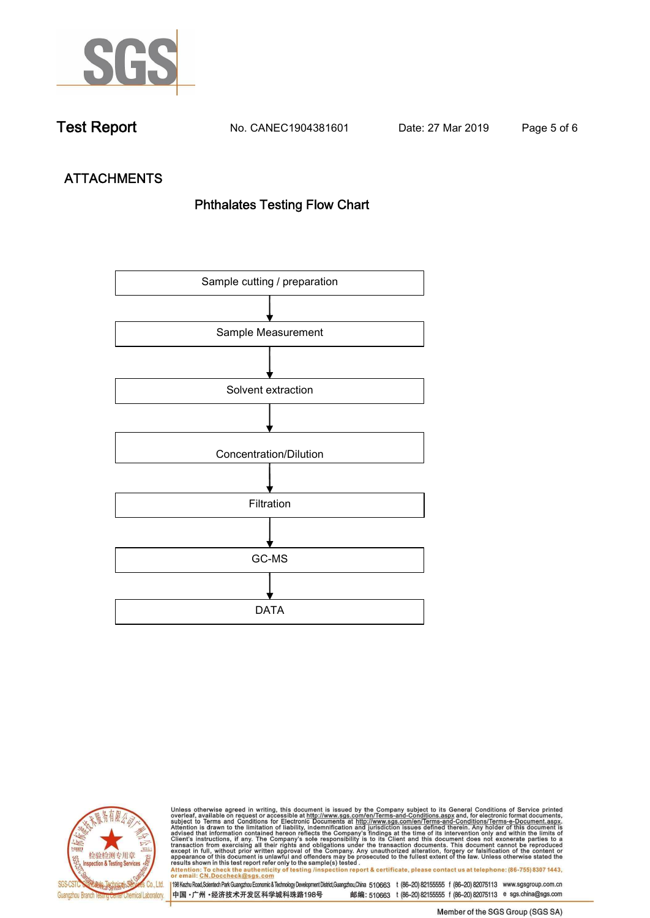# ATTACHMENTS

## Phthalates Testing Flow Chart

Sample cutting / preparation

↓

Sample Measurement

↓

Solvent extraction

↓

Concentration/Dilution

↓

Filtration

↓

GC-MS

↓

DATA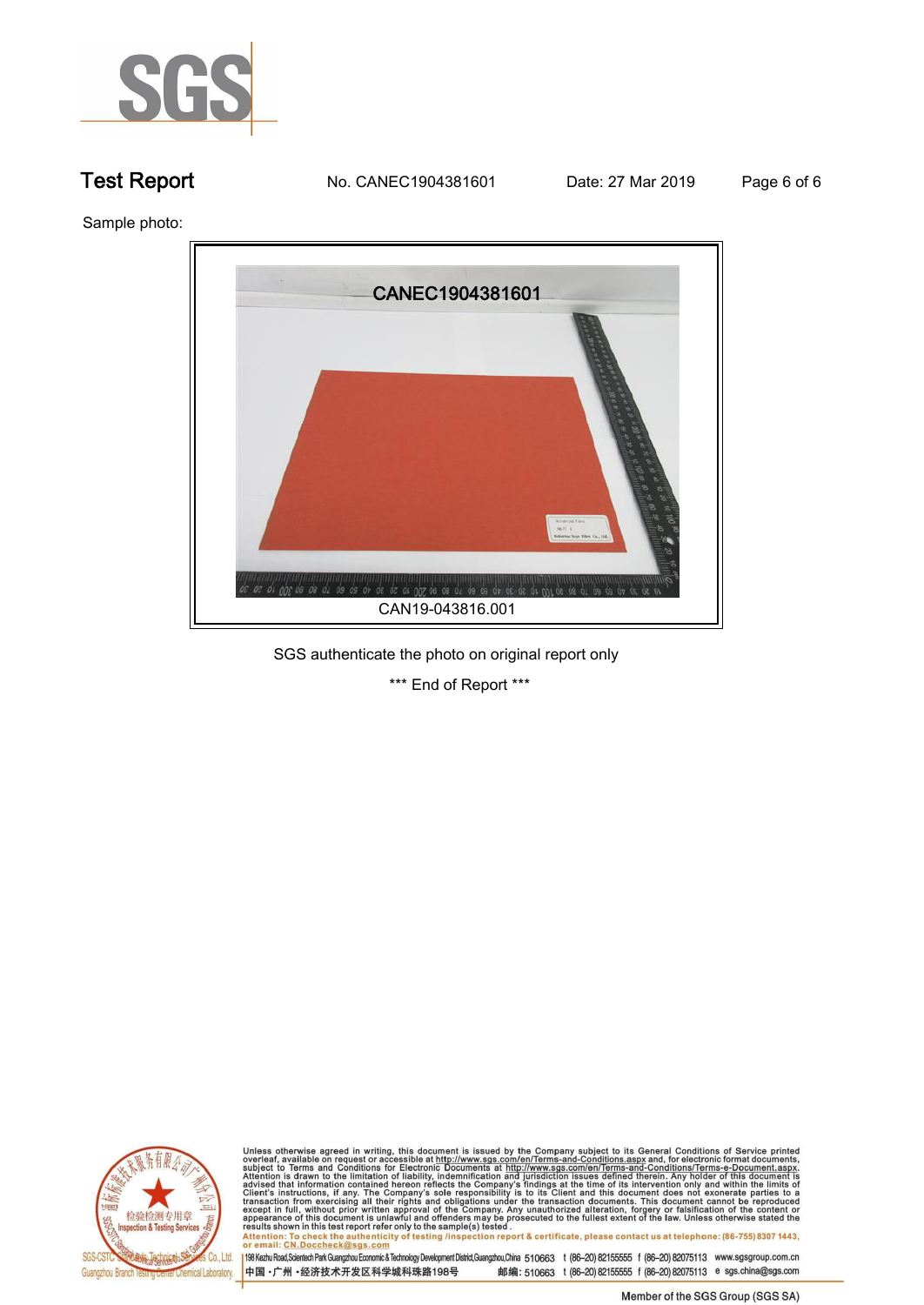## Test Report

No. CANEC1904381601 Date: 27 Mar 2019

Sample photo:

CANEC1904381601

CAN19-043816.001

SGS authenticate the photo on original report only

*** End of Report ***

Unless otherwise agreed in writing, this document is issued by the Company subject to its General Conditions of Service printed overleaf, available on request or accessible at http://www.sgs.com/en/Terms-and-Conditions.aspx and, for electronic format documents, subject to Terms and Conditions for Electronic Documents at http://www.sgs.com/en/Terms-and-Conditions/Terms-e-Document.aspx. Attention is drawn to the limitation of liability, indemnification and jurisdiction issues defined therein. Any holder of this document is advised that information contained hereon reflects the Company's findings at the time of its intervention only and within the limits of Client's instructions, if any. The Company's sole responsibility is to its Client and this document does not exonerate parties to a transaction from exercising all their rights and obligations under the transaction documents. This document cannot be reproduced except in full, without prior written approval of the Company. Any unauthorized alteration, forgery or falsification of the content or appearance of this document is unlawful and offenders may be prosecuted to the fullest extent of the law. Unless otherwise stated the results shown in this test report refer only to the sample(s) tested.

Attention: To check the authenticity of testing /inspection report & certificate, please contact us at telephone: (86-755) 8307 1443, or email: CN.Doccheck@sgs.com

198 Kezhu Road, Scientech Park Guangzhou Economic & Technology Development District, Guangzhou, China 510663 t (86-20) 82155555 f (86-20) 82075113 www.sgsgroup.com.cn

中国 · 广州 · 经济技术开发区科学城科珠路198号 邮编: 510663 t (86-20) 82155555 f (86-20) 82075113 e sgs.china@sgs.com

Member of the SGS Group (SGS SA)